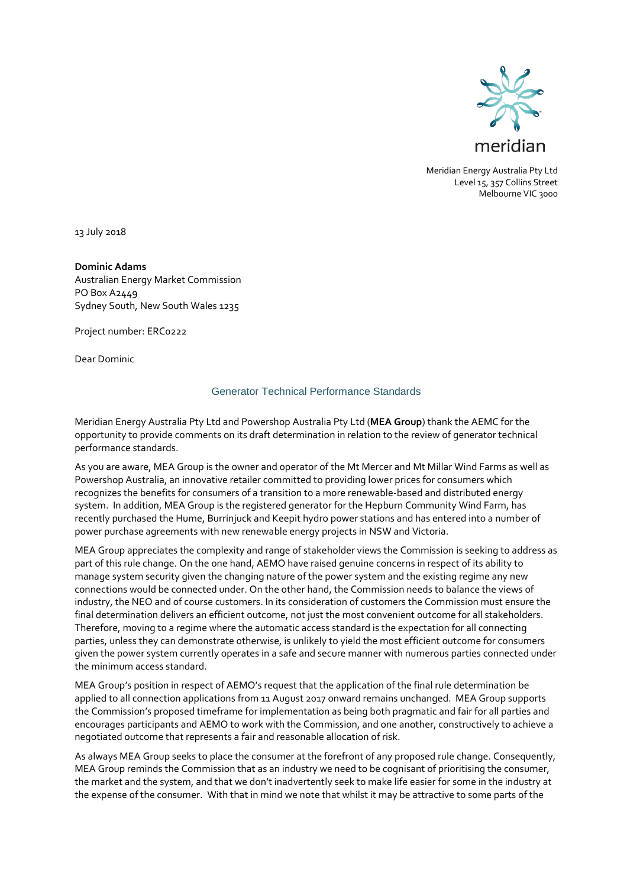meridian

Meridian Energy Australia Pty Ltd
Level 15, 357 Collins Street
Melbourne VIC 3000

13 July 2018

**Dominic Adams**
Australian Energy Market Commission
PO Box A2449
Sydney South, New South Wales 1235

Project number: ERC0222

Dear Dominic

## Generator Technical Performance Standards

Meridian Energy Australia Pty Ltd and Powershop Australia Pty Ltd (**MEA Group**) thank the AEMC for the opportunity to provide comments on its draft determination in relation to the review of generator technical performance standards.

As you are aware, MEA Group is the owner and operator of the Mt Mercer and Mt Millar Wind Farms as well as Powershop Australia, an innovative retailer committed to providing lower prices for consumers which recognizes the benefits for consumers of a transition to a more renewable-based and distributed energy system. In addition, MEA Group is the registered generator for the Hepburn Community Wind Farm, has recently purchased the Hume, Burrinjuck and Keepit hydro power stations and has entered into a number of power purchase agreements with new renewable energy projects in NSW and Victoria.

MEA Group appreciates the complexity and range of stakeholder views the Commission is seeking to address as part of this rule change. On the one hand, AEMO have raised genuine concerns in respect of its ability to manage system security given the changing nature of the power system and the existing regime any new connections would be connected under. On the other hand, the Commission needs to balance the views of industry, the NEO and of course customers. In its consideration of customers the Commission must ensure the final determination delivers an efficient outcome, not just the most convenient outcome for all stakeholders. Therefore, moving to a regime where the automatic access standard is the expectation for all connecting parties, unless they can demonstrate otherwise, is unlikely to yield the most efficient outcome for consumers given the power system currently operates in a safe and secure manner with numerous parties connected under the minimum access standard.

MEA Group's position in respect of AEMO's request that the application of the final rule determination be applied to all connection applications from 11 August 2017 onward remains unchanged. MEA Group supports the Commission's proposed timeframe for implementation as being both pragmatic and fair for all parties and encourages participants and AEMO to work with the Commission, and one another, constructively to achieve a negotiated outcome that represents a fair and reasonable allocation of risk.

As always MEA Group seeks to place the consumer at the forefront of any proposed rule change. Consequently, MEA Group reminds the Commission that as an industry we need to be cognisant of prioritising the consumer, the market and the system, and that we don't inadvertently seek to make life easier for some in the industry at the expense of the consumer. With that in mind we note that whilst it may be attractive to some parts of the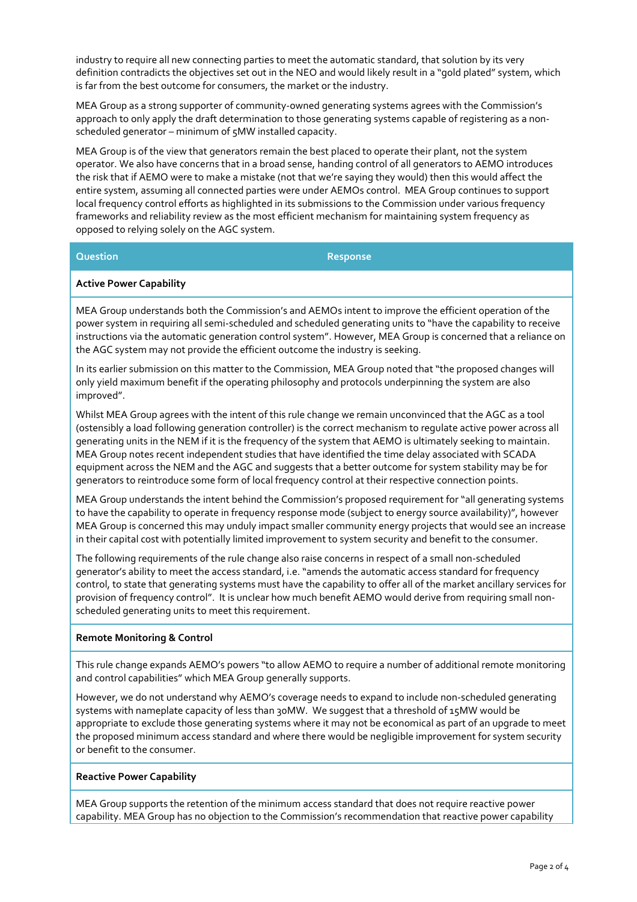industry to require all new connecting parties to meet the automatic standard, that solution by its very definition contradicts the objectives set out in the NEO and would likely result in a "gold plated" system, which is far from the best outcome for consumers, the market or the industry.

MEA Group as a strong supporter of community-owned generating systems agrees with the Commission's approach to only apply the draft determination to those generating systems capable of registering as a non-scheduled generator – minimum of 5MW installed capacity.

MEA Group is of the view that generators remain the best placed to operate their plant, not the system operator. We also have concerns that in a broad sense, handing control of all generators to AEMO introduces the risk that if AEMO were to make a mistake (not that we're saying they would) then this would affect the entire system, assuming all connected parties were under AEMOs control. MEA Group continues to support local frequency control efforts as highlighted in its submissions to the Commission under various frequency frameworks and reliability review as the most efficient mechanism for maintaining system frequency as opposed to relying solely on the AGC system.

| Question | Response |
| --- | --- |

**Active Power Capability**

MEA Group understands both the Commission's and AEMOs intent to improve the efficient operation of the power system in requiring all semi-scheduled and scheduled generating units to "have the capability to receive instructions via the automatic generation control system". However, MEA Group is concerned that a reliance on the AGC system may not provide the efficient outcome the industry is seeking.

In its earlier submission on this matter to the Commission, MEA Group noted that "the proposed changes will only yield maximum benefit if the operating philosophy and protocols underpinning the system are also improved".

Whilst MEA Group agrees with the intent of this rule change we remain unconvinced that the AGC as a tool (ostensibly a load following generation controller) is the correct mechanism to regulate active power across all generating units in the NEM if it is the frequency of the system that AEMO is ultimately seeking to maintain. MEA Group notes recent independent studies that have identified the time delay associated with SCADA equipment across the NEM and the AGC and suggests that a better outcome for system stability may be for generators to reintroduce some form of local frequency control at their respective connection points.

MEA Group understands the intent behind the Commission's proposed requirement for "all generating systems to have the capability to operate in frequency response mode (subject to energy source availability)", however MEA Group is concerned this may unduly impact smaller community energy projects that would see an increase in their capital cost with potentially limited improvement to system security and benefit to the consumer.

The following requirements of the rule change also raise concerns in respect of a small non-scheduled generator's ability to meet the access standard, i.e. "amends the automatic access standard for frequency control, to state that generating systems must have the capability to offer all of the market ancillary services for provision of frequency control". It is unclear how much benefit AEMO would derive from requiring small non-scheduled generating units to meet this requirement.

**Remote Monitoring & Control**

This rule change expands AEMO's powers "to allow AEMO to require a number of additional remote monitoring and control capabilities" which MEA Group generally supports.

However, we do not understand why AEMO's coverage needs to expand to include non-scheduled generating systems with nameplate capacity of less than 30MW. We suggest that a threshold of 15MW would be appropriate to exclude those generating systems where it may not be economical as part of an upgrade to meet the proposed minimum access standard and where there would be negligible improvement for system security or benefit to the consumer.

**Reactive Power Capability**

MEA Group supports the retention of the minimum access standard that does not require reactive power capability. MEA Group has no objection to the Commission's recommendation that reactive power capability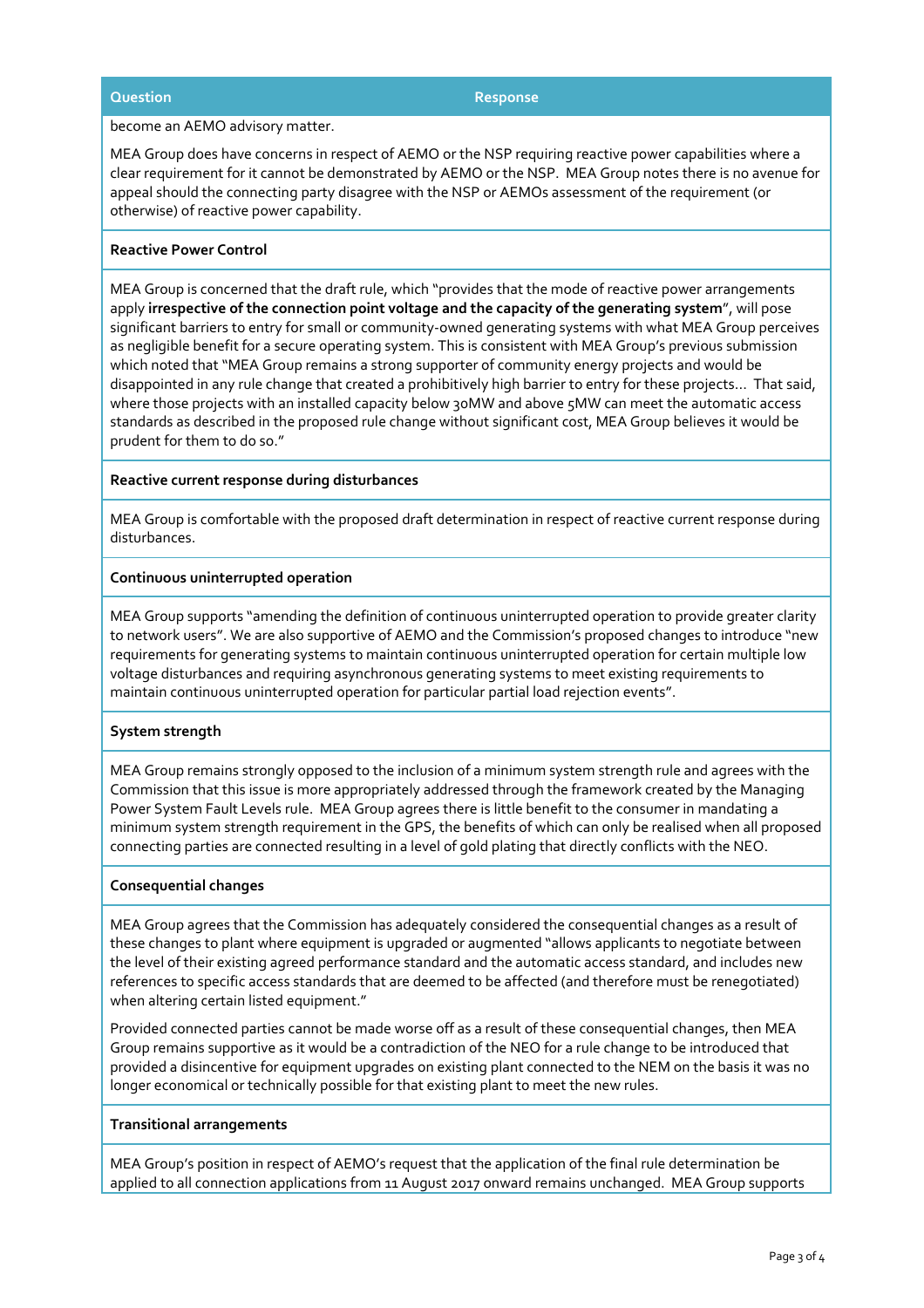| Question | Response |
| --- | --- |

become an AEMO advisory matter.

MEA Group does have concerns in respect of AEMO or the NSP requiring reactive power capabilities where a clear requirement for it cannot be demonstrated by AEMO or the NSP. MEA Group notes there is no avenue for appeal should the connecting party disagree with the NSP or AEMOs assessment of the requirement (or otherwise) of reactive power capability.

**Reactive Power Control**

MEA Group is concerned that the draft rule, which "provides that the mode of reactive power arrangements apply **irrespective of the connection point voltage and the capacity of the generating system**", will pose significant barriers to entry for small or community-owned generating systems with what MEA Group perceives as negligible benefit for a secure operating system. This is consistent with MEA Group's previous submission which noted that "MEA Group remains a strong supporter of community energy projects and would be disappointed in any rule change that created a prohibitively high barrier to entry for these projects… That said, where those projects with an installed capacity below 30MW and above 5MW can meet the automatic access standards as described in the proposed rule change without significant cost, MEA Group believes it would be prudent for them to do so."

**Reactive current response during disturbances**

MEA Group is comfortable with the proposed draft determination in respect of reactive current response during disturbances.

**Continuous uninterrupted operation**

MEA Group supports "amending the definition of continuous uninterrupted operation to provide greater clarity to network users". We are also supportive of AEMO and the Commission's proposed changes to introduce "new requirements for generating systems to maintain continuous uninterrupted operation for certain multiple low voltage disturbances and requiring asynchronous generating systems to meet existing requirements to maintain continuous uninterrupted operation for particular partial load rejection events".

**System strength**

MEA Group remains strongly opposed to the inclusion of a minimum system strength rule and agrees with the Commission that this issue is more appropriately addressed through the framework created by the Managing Power System Fault Levels rule. MEA Group agrees there is little benefit to the consumer in mandating a minimum system strength requirement in the GPS, the benefits of which can only be realised when all proposed connecting parties are connected resulting in a level of gold plating that directly conflicts with the NEO.

**Consequential changes**

MEA Group agrees that the Commission has adequately considered the consequential changes as a result of these changes to plant where equipment is upgraded or augmented "allows applicants to negotiate between the level of their existing agreed performance standard and the automatic access standard, and includes new references to specific access standards that are deemed to be affected (and therefore must be renegotiated) when altering certain listed equipment."

Provided connected parties cannot be made worse off as a result of these consequential changes, then MEA Group remains supportive as it would be a contradiction of the NEO for a rule change to be introduced that provided a disincentive for equipment upgrades on existing plant connected to the NEM on the basis it was no longer economical or technically possible for that existing plant to meet the new rules.

**Transitional arrangements**

MEA Group's position in respect of AEMO's request that the application of the final rule determination be applied to all connection applications from 11 August 2017 onward remains unchanged. MEA Group supports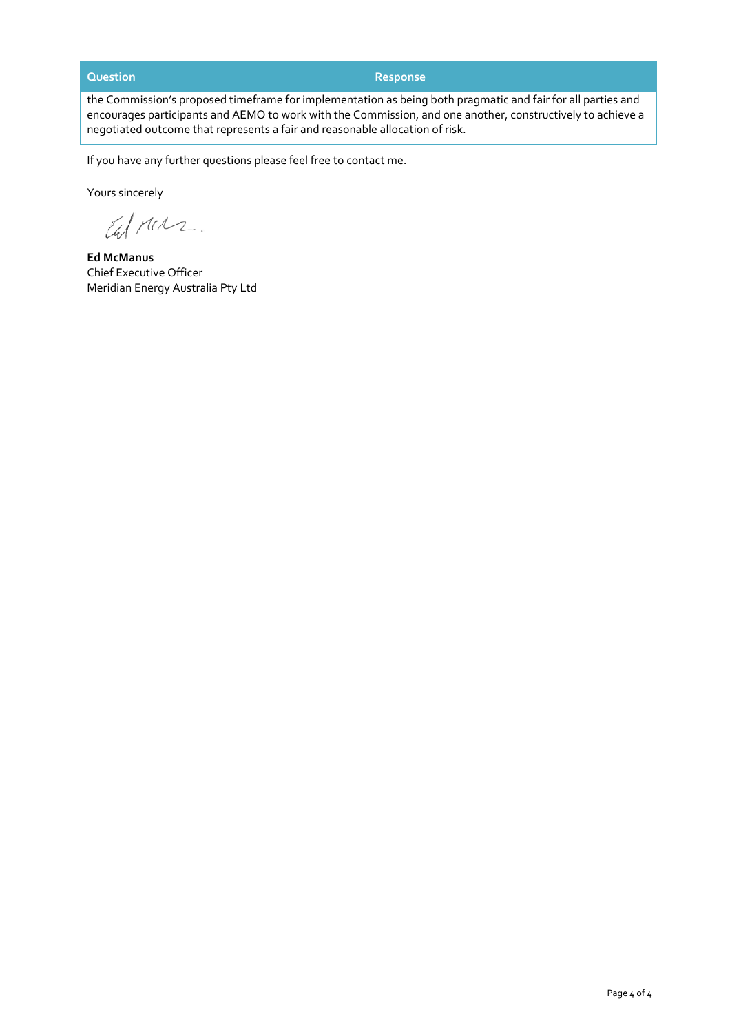| Question | Response |
| --- | --- |
| the Commission's proposed timeframe for implementation as being both pragmatic and fair for all parties and encourages participants and AEMO to work with the Commission, and one another, constructively to achieve a negotiated outcome that represents a fair and reasonable allocation of risk. | |

If you have any further questions please feel free to contact me.

Yours sincerely

**Ed McManus**
Chief Executive Officer
Meridian Energy Australia Pty Ltd